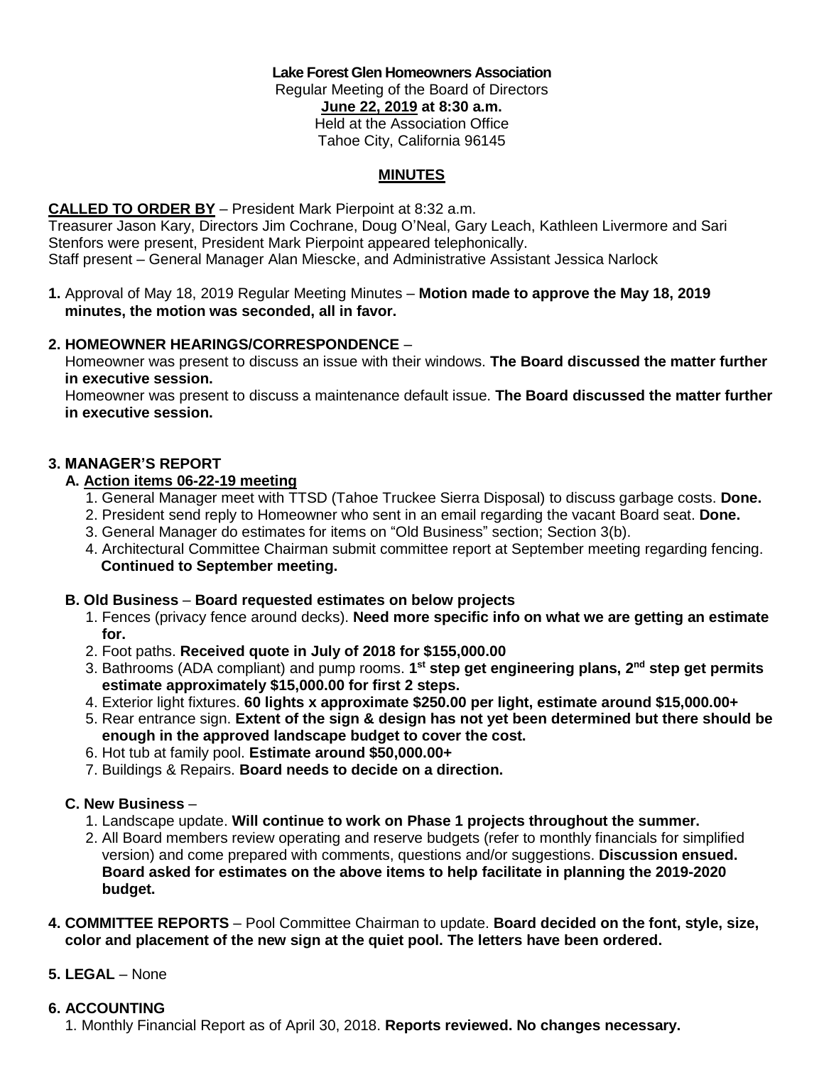**Lake Forest Glen Homeowners Association**
Regular Meeting of the Board of Directors
**June 22, 2019 at 8:30 a.m.**
Held at the Association Office
Tahoe City, California 96145

## MINUTES

**CALLED TO ORDER BY** – President Mark Pierpoint at 8:32 a.m.
Treasurer Jason Kary, Directors Jim Cochrane, Doug O'Neal, Gary Leach, Kathleen Livermore and Sari Stenfors were present, President Mark Pierpoint appeared telephonically.
Staff present – General Manager Alan Miescke, and Administrative Assistant Jessica Narlock

**1.** Approval of May 18, 2019 Regular Meeting Minutes – **Motion made to approve the May 18, 2019 minutes, the motion was seconded, all in favor.**

**2. HOMEOWNER HEARINGS/CORRESPONDENCE** –
Homeowner was present to discuss an issue with their windows. **The Board discussed the matter further in executive session.**
Homeowner was present to discuss a maintenance default issue. **The Board discussed the matter further in executive session.**

**3. MANAGER'S REPORT**

**A. Action items 06-22-19 meeting**

1. General Manager meet with TTSD (Tahoe Truckee Sierra Disposal) to discuss garbage costs. **Done.**
2. President send reply to Homeowner who sent in an email regarding the vacant Board seat. **Done.**
3. General Manager do estimates for items on "Old Business" section; Section 3(b).
4. Architectural Committee Chairman submit committee report at September meeting regarding fencing. **Continued to September meeting.**

**B. Old Business** – **Board requested estimates on below projects**

1. Fences (privacy fence around decks). **Need more specific info on what we are getting an estimate for.**
2. Foot paths. **Received quote in July of 2018 for $155,000.00**
3. Bathrooms (ADA compliant) and pump rooms. **1st step get engineering plans, 2nd step get permits estimate approximately $15,000.00 for first 2 steps.**
4. Exterior light fixtures. **60 lights x approximate $250.00 per light, estimate around $15,000.00+**
5. Rear entrance sign. **Extent of the sign & design has not yet been determined but there should be enough in the approved landscape budget to cover the cost.**
6. Hot tub at family pool. **Estimate around $50,000.00+**
7. Buildings & Repairs. **Board needs to decide on a direction.**

**C. New Business** –

1. Landscape update. **Will continue to work on Phase 1 projects throughout the summer.**
2. All Board members review operating and reserve budgets (refer to monthly financials for simplified version) and come prepared with comments, questions and/or suggestions. **Discussion ensued. Board asked for estimates on the above items to help facilitate in planning the 2019-2020 budget.**

**4. COMMITTEE REPORTS** – Pool Committee Chairman to update. **Board decided on the font, style, size, color and placement of the new sign at the quiet pool. The letters have been ordered.**

**5. LEGAL** – None

**6. ACCOUNTING**

1. Monthly Financial Report as of April 30, 2018. **Reports reviewed. No changes necessary.**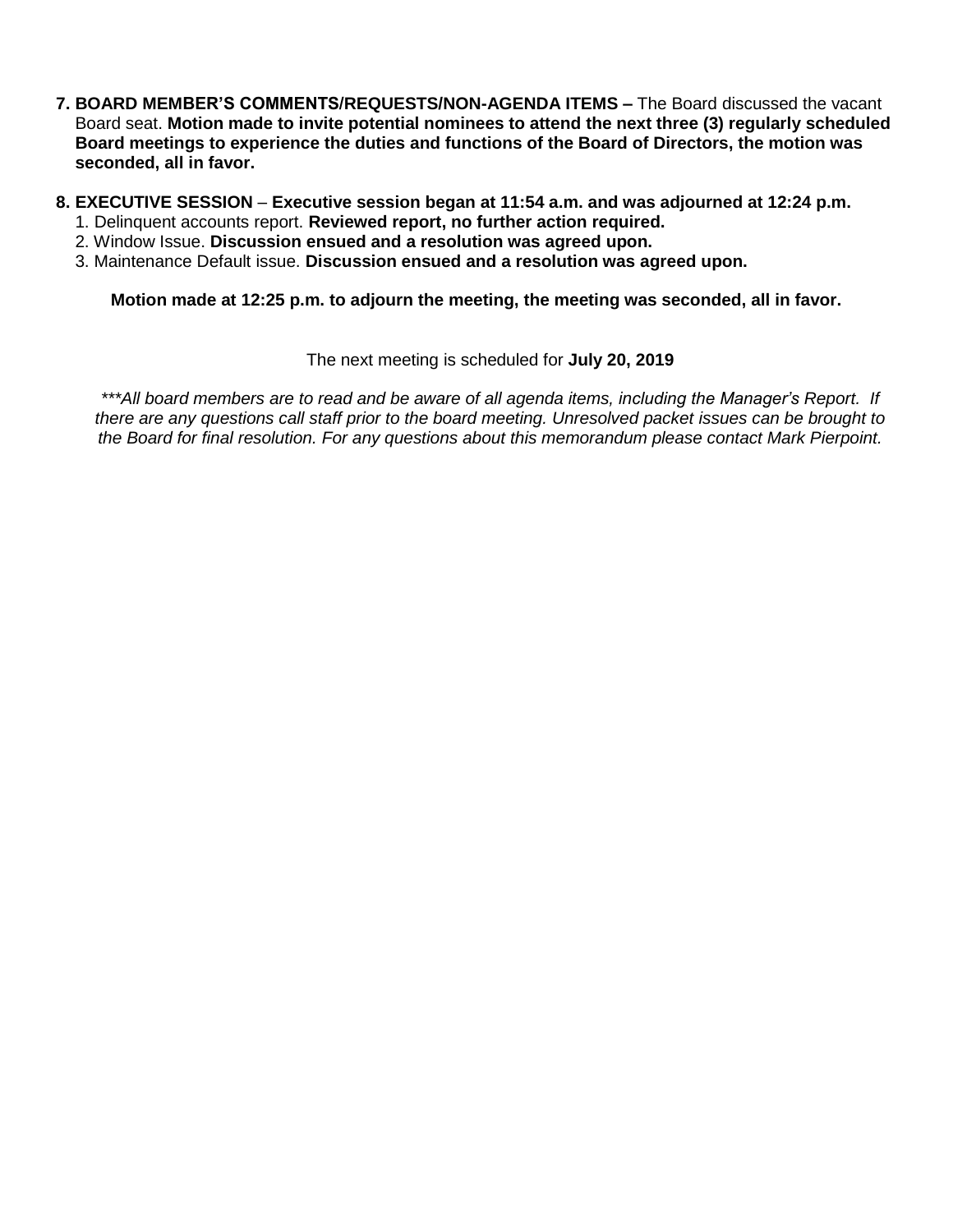7. **BOARD MEMBER'S COMMENTS/REQUESTS/NON-AGENDA ITEMS –** The Board discussed the vacant Board seat. **Motion made to invite potential nominees to attend the next three (3) regularly scheduled Board meetings to experience the duties and functions of the Board of Directors, the motion was seconded, all in favor.**

8. **EXECUTIVE SESSION** – **Executive session began at 11:54 a.m. and was adjourned at 12:24 p.m.**
   1. Delinquent accounts report. **Reviewed report, no further action required.**
   2. Window Issue. **Discussion ensued and a resolution was agreed upon.**
   3. Maintenance Default issue. **Discussion ensued and a resolution was agreed upon.**

**Motion made at 12:25 p.m. to adjourn the meeting, the meeting was seconded, all in favor.**

The next meeting is scheduled for **July 20, 2019**

*\*\*\*All board members are to read and be aware of all agenda items, including the Manager's Report. If there are any questions call staff prior to the board meeting. Unresolved packet issues can be brought to the Board for final resolution. For any questions about this memorandum please contact Mark Pierpoint.*